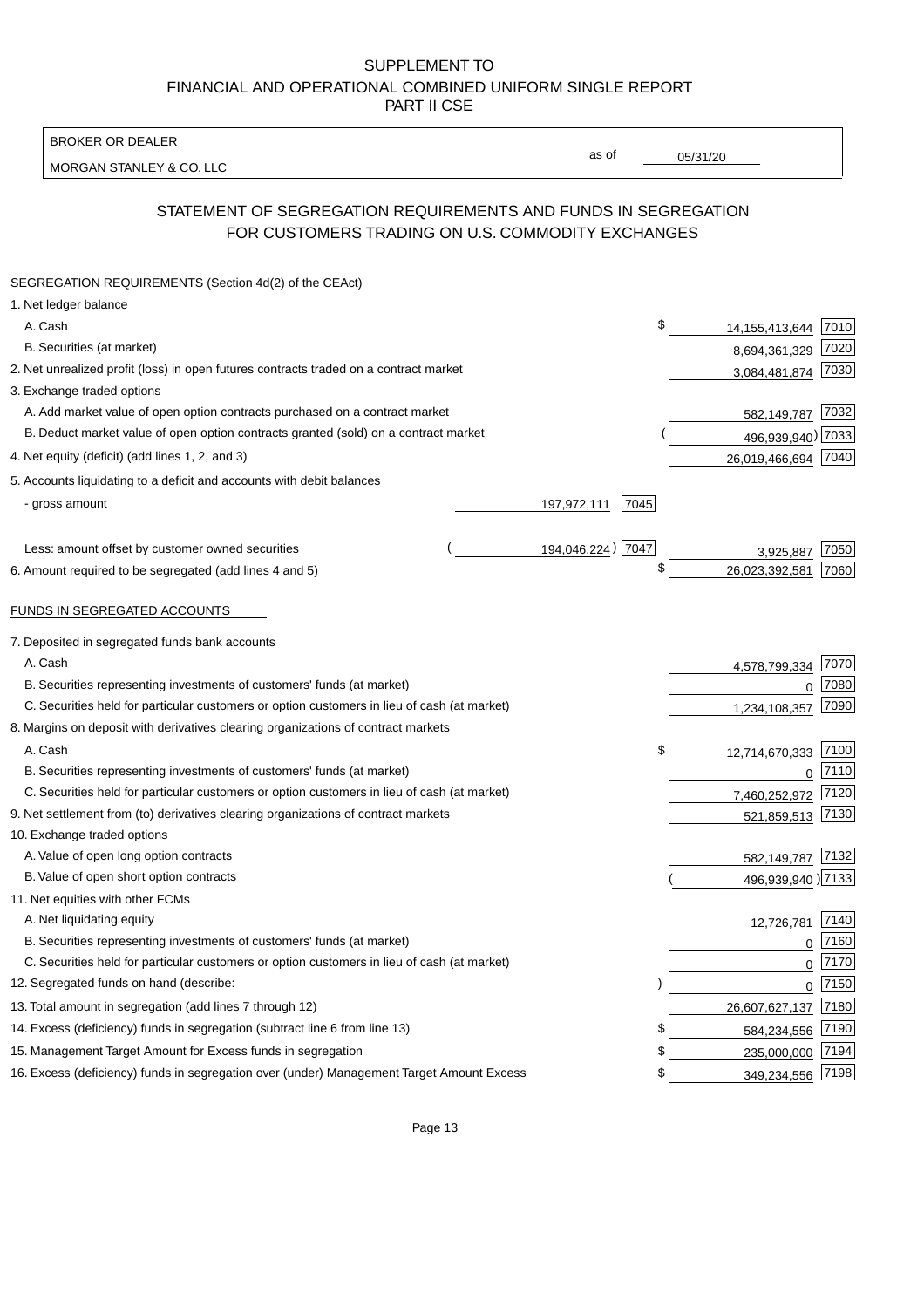SUPPLEMENT TO
FINANCIAL AND OPERATIONAL COMBINED UNIFORM SINGLE REPORT
PART II CSE

| BROKER OR DEALER | | |
|---|---|---|
| MORGAN STANLEY & CO. LLC | as of | 05/31/20 |

## STATEMENT OF SEGREGATION REQUIREMENTS AND FUNDS IN SEGREGATION FOR CUSTOMERS TRADING ON U.S. COMMODITY EXCHANGES

| SEGREGATION REQUIREMENTS (Section 4d(2) of the CEAct) | | | | |
|---|---|---|---|---|
| 1. Net ledger balance | | | | |
| A. Cash | | | $ 14,155,413,644 | 7010 |
| B. Securities (at market) | | | 8,694,361,329 | 7020 |
| 2. Net unrealized profit (loss) in open futures contracts traded on a contract market | | | 3,084,481,874 | 7030 |
| 3. Exchange traded options | | | | |
| A. Add market value of open option contracts purchased on a contract market | | | 582,149,787 | 7032 |
| B. Deduct market value of open option contracts granted (sold) on a contract market | | | ( 496,939,940) | 7033 |
| 4. Net equity (deficit) (add lines 1, 2, and 3) | | | 26,019,466,694 | 7040 |
| 5. Accounts liquidating to a deficit and accounts with debit balances | | | | |
| - gross amount | 197,972,111 | 7045 | | |
| Less: amount offset by customer owned securities | ( 194,046,224) | 7047 | 3,925,887 | 7050 |
| 6. Amount required to be segregated (add lines 4 and 5) | | | $ 26,023,392,581 | 7060 |
| **FUNDS IN SEGREGATED ACCOUNTS** | | | | |
| 7. Deposited in segregated funds bank accounts | | | | |
| A. Cash | | | 4,578,799,334 | 7070 |
| B. Securities representing investments of customers' funds (at market) | | | 0 | 7080 |
| C. Securities held for particular customers or option customers in lieu of cash (at market) | | | 1,234,108,357 | 7090 |
| 8. Margins on deposit with derivatives clearing organizations of contract markets | | | | |
| A. Cash | | | $ 12,714,670,333 | 7100 |
| B. Securities representing investments of customers' funds (at market) | | | 0 | 7110 |
| C. Securities held for particular customers or option customers in lieu of cash (at market) | | | 7,460,252,972 | 7120 |
| 9. Net settlement from (to) derivatives clearing organizations of contract markets | | | 521,859,513 | 7130 |
| 10. Exchange traded options | | | | |
| A. Value of open long option contracts | | | 582,149,787 | 7132 |
| B. Value of open short option contracts | | | ( 496,939,940 ) | 7133 |
| 11. Net equities with other FCMs | | | | |
| A. Net liquidating equity | | | 12,726,781 | 7140 |
| B. Securities representing investments of customers' funds (at market) | | | 0 | 7160 |
| C. Securities held for particular customers or option customers in lieu of cash (at market) | | | 0 | 7170 |
| 12. Segregated funds on hand (describe: ) | | | 0 | 7150 |
| 13. Total amount in segregation (add lines 7 through 12) | | | 26,607,627,137 | 7180 |
| 14. Excess (deficiency) funds in segregation (subtract line 6 from line 13) | | | $ 584,234,556 | 7190 |
| 15. Management Target Amount for Excess funds in segregation | | | $ 235,000,000 | 7194 |
| 16. Excess (deficiency) funds in segregation over (under) Management Target Amount Excess | | | $ 349,234,556 | 7198 |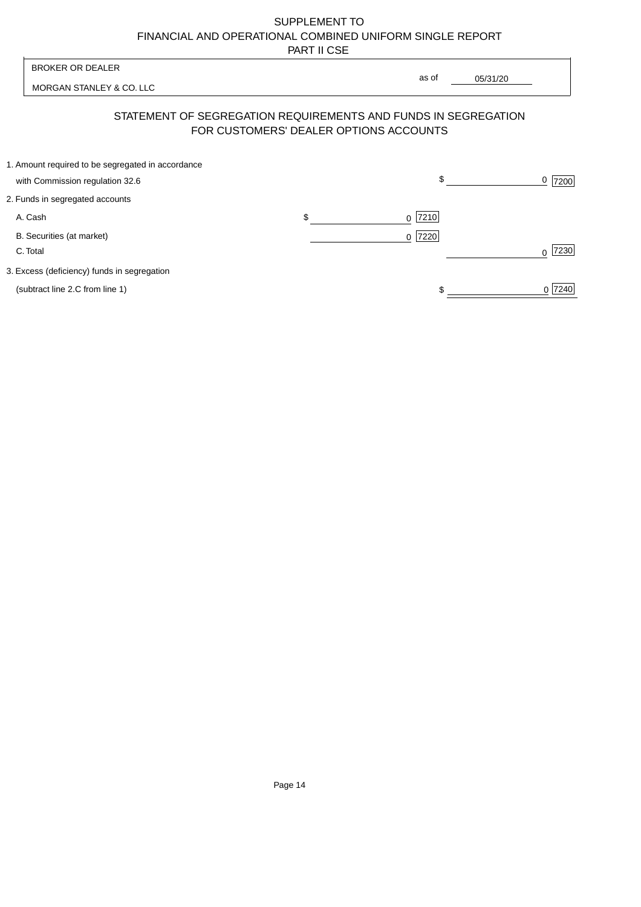SUPPLEMENT TO
FINANCIAL AND OPERATIONAL COMBINED UNIFORM SINGLE REPORT
PART II CSE

| BROKER OR DEALER | |
|---|---|
| MORGAN STANLEY & CO. LLC | as of 05/31/20 |

## STATEMENT OF SEGREGATION REQUIREMENTS AND FUNDS IN SEGREGATION FOR CUSTOMERS' DEALER OPTIONS ACCOUNTS

| | | |
|---|---|---|
| 1. Amount required to be segregated in accordance with Commission regulation 32.6 | | $ 0 [7200] |
| 2. Funds in segregated accounts | | |
| A. Cash | $ 0 [7210] | |
| B. Securities (at market) | 0 [7220] | |
| C. Total | | 0 [7230] |
| 3. Excess (deficiency) funds in segregation (subtract line 2.C from line 1) | | $ 0 [7240] |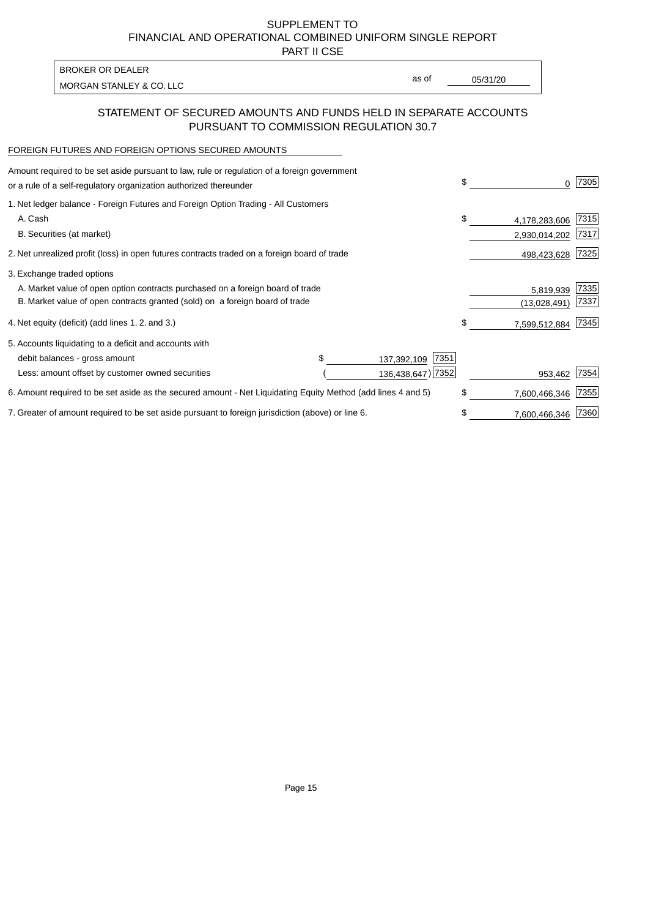SUPPLEMENT TO
FINANCIAL AND OPERATIONAL COMBINED UNIFORM SINGLE REPORT
PART II CSE

BROKER OR DEALER
MORGAN STANLEY & CO. LLC

as of 05/31/20

## STATEMENT OF SECURED AMOUNTS AND FUNDS HELD IN SEPARATE ACCOUNTS PURSUANT TO COMMISSION REGULATION 30.7

FOREIGN FUTURES AND FOREIGN OPTIONS SECURED AMOUNTS

| | | | | |
|---|---|---|---|---|
| Amount required to be set aside pursuant to law, rule or regulation of a foreign government or a rule of a self-regulatory organization authorized thereunder | | | $ 0 | 7305 |
| 1. Net ledger balance - Foreign Futures and Foreign Option Trading - All Customers | | | | |
| A. Cash | | | $ 4,178,283,606 | 7315 |
| B. Securities (at market) | | | 2,930,014,202 | 7317 |
| 2. Net unrealized profit (loss) in open futures contracts traded on a foreign board of trade | | | 498,423,628 | 7325 |
| 3. Exchange traded options | | | | |
| A. Market value of open option contracts purchased on a foreign board of trade | | | 5,819,939 | 7335 |
| B. Market value of open contracts granted (sold) on a foreign board of trade | | | (13,028,491) | 7337 |
| 4. Net equity (deficit) (add lines 1. 2. and 3.) | | | $ 7,599,512,884 | 7345 |
| 5. Accounts liquidating to a deficit and accounts with | | | | |
| debit balances - gross amount | $ 137,392,109 | 7351 | | |
| Less: amount offset by customer owned securities | ( 136,438,647) | 7352 | 953,462 | 7354 |
| 6. Amount required to be set aside as the secured amount - Net Liquidating Equity Method (add lines 4 and 5) | | | $ 7,600,466,346 | 7355 |
| 7. Greater of amount required to be set aside pursuant to foreign jurisdiction (above) or line 6. | | | $ 7,600,466,346 | 7360 |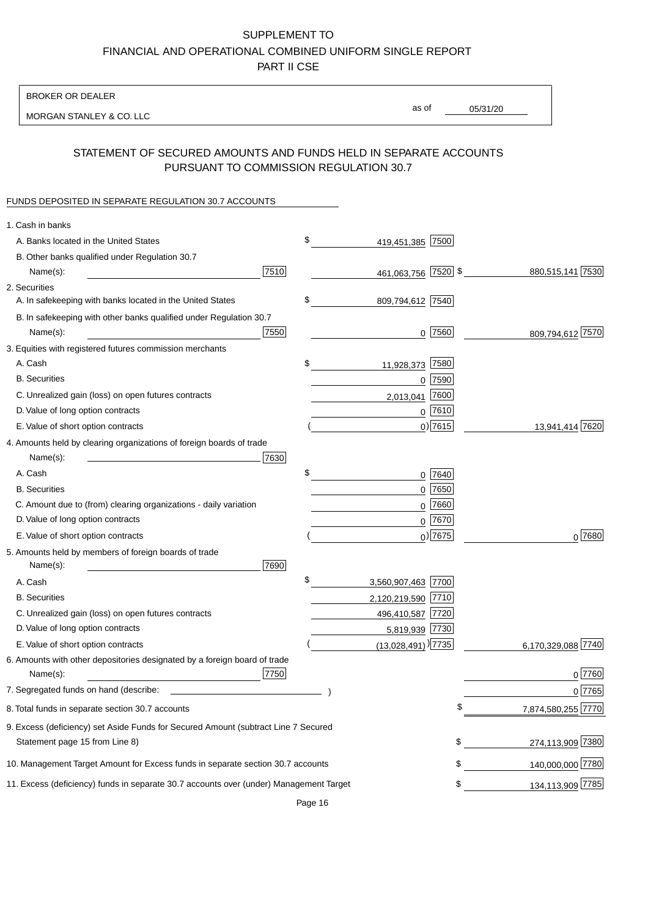SUPPLEMENT TO
FINANCIAL AND OPERATIONAL COMBINED UNIFORM SINGLE REPORT
PART II CSE

BROKER OR DEALER
MORGAN STANLEY & CO. LLC

as of 05/31/20

## STATEMENT OF SECURED AMOUNTS AND FUNDS HELD IN SEPARATE ACCOUNTS PURSUANT TO COMMISSION REGULATION 30.7

FUNDS DEPOSITED IN SEPARATE REGULATION 30.7 ACCOUNTS

| Item | | | |
|---|---|---|---|
| 1. Cash in banks | | | |
| A. Banks located in the United States | | $ 419,451,385 [7500] | |
| B. Other banks qualified under Regulation 30.7 Name(s): | [7510] | 461,063,756 [7520] | $ 880,515,141 [7530] |
| 2. Securities | | | |
| A. In safekeeping with banks located in the United States | | $ 809,794,612 [7540] | |
| B. In safekeeping with other banks qualified under Regulation 30.7 Name(s): | [7550] | 0 [7560] | 809,794,612 [7570] |
| 3. Equities with registered futures commission merchants | | | |
| A. Cash | | $ 11,928,373 [7580] | |
| B. Securities | | 0 [7590] | |
| C. Unrealized gain (loss) on open futures contracts | | 2,013,041 [7600] | |
| D. Value of long option contracts | | 0 [7610] | |
| E. Value of short option contracts | | ( 0) [7615] | 13,941,414 [7620] |
| 4. Amounts held by clearing organizations of foreign boards of trade Name(s): | [7630] | | |
| A. Cash | | $ 0 [7640] | |
| B. Securities | | 0 [7650] | |
| C. Amount due to (from) clearing organizations - daily variation | | 0 [7660] | |
| D. Value of long option contracts | | 0 [7670] | |
| E. Value of short option contracts | | ( 0) [7675] | 0 [7680] |
| 5. Amounts held by members of foreign boards of trade Name(s): | [7690] | | |
| A. Cash | | $ 3,560,907,463 [7700] | |
| B. Securities | | 2,120,219,590 [7710] | |
| C. Unrealized gain (loss) on open futures contracts | | 496,410,587 [7720] | |
| D. Value of long option contracts | | 5,819,939 [7730] | |
| E. Value of short option contracts | | ( (13,028,491) ) [7735] | 6,170,329,088 [7740] |
| 6. Amounts with other depositories designated by a foreign board of trade Name(s): | [7750] | | 0 [7760] |
| 7. Segregated funds on hand (describe: ) | | | 0 [7765] |
| 8. Total funds in separate section 30.7 accounts | | | $ 7,874,580,255 [7770] |
| 9. Excess (deficiency) set Aside Funds for Secured Amount (subtract Line 7 Secured Statement page 15 from Line 8) | | | $ 274,113,909 [7380] |
| 10. Management Target Amount for Excess funds in separate section 30.7 accounts | | | $ 140,000,000 [7780] |
| 11. Excess (deficiency) funds in separate 30.7 accounts over (under) Management Target | | | $ 134,113,909 [7785] |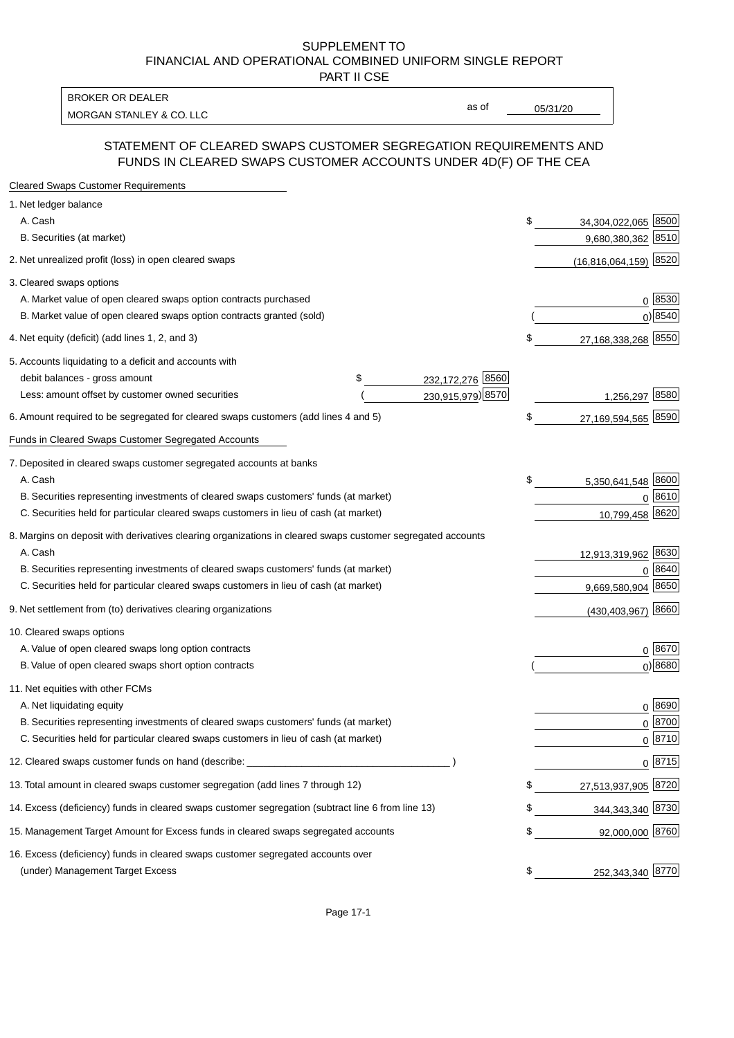SUPPLEMENT TO
FINANCIAL AND OPERATIONAL COMBINED UNIFORM SINGLE REPORT
PART II CSE

| | | |
|---|---|---|
| BROKER OR DEALER | | |
| MORGAN STANLEY & CO. LLC | as of | 05/31/20 |

## STATEMENT OF CLEARED SWAPS CUSTOMER SEGREGATION REQUIREMENTS AND FUNDS IN CLEARED SWAPS CUSTOMER ACCOUNTS UNDER 4D(F) OF THE CEA

**Cleared Swaps Customer Requirements**

| | | | | |
|---|---|---|---|---|
| 1. Net ledger balance | | | | |
| A. Cash | | | $ 34,304,022,065 | 8500 |
| B. Securities (at market) | | | 9,680,380,362 | 8510 |
| 2. Net unrealized profit (loss) in open cleared swaps | | | (16,816,064,159) | 8520 |
| 3. Cleared swaps options | | | | |
| A. Market value of open cleared swaps option contracts purchased | | | 0 | 8530 |
| B. Market value of open cleared swaps option contracts granted (sold) | | | ( 0) | 8540 |
| 4. Net equity (deficit) (add lines 1, 2, and 3) | | | $ 27,168,338,268 | 8550 |
| 5. Accounts liquidating to a deficit and accounts with | | | | |
| debit balances - gross amount | $ 232,172,276 | 8560 | | |
| Less: amount offset by customer owned securities | ( 230,915,979) | 8570 | 1,256,297 | 8580 |
| 6. Amount required to be segregated for cleared swaps customers (add lines 4 and 5) | | | $ 27,169,594,565 | 8590 |

**Funds in Cleared Swaps Customer Segregated Accounts**

| | | |
|---|---|---|
| 7. Deposited in cleared swaps customer segregated accounts at banks | | |
| A. Cash | $ 5,350,641,548 | 8600 |
| B. Securities representing investments of cleared swaps customers' funds (at market) | 0 | 8610 |
| C. Securities held for particular cleared swaps customers in lieu of cash (at market) | 10,799,458 | 8620 |
| 8. Margins on deposit with derivatives clearing organizations in cleared swaps customer segregated accounts | | |
| A. Cash | 12,913,319,962 | 8630 |
| B. Securities representing investments of cleared swaps customers' funds (at market) | 0 | 8640 |
| C. Securities held for particular cleared swaps customers in lieu of cash (at market) | 9,669,580,904 | 8650 |
| 9. Net settlement from (to) derivatives clearing organizations | (430,403,967) | 8660 |
| 10. Cleared swaps options | | |
| A. Value of open cleared swaps long option contracts | 0 | 8670 |
| B. Value of open cleared swaps short option contracts | ( 0) | 8680 |
| 11. Net equities with other FCMs | | |
| A. Net liquidating equity | 0 | 8690 |
| B. Securities representing investments of cleared swaps customers' funds (at market) | 0 | 8700 |
| C. Securities held for particular cleared swaps customers in lieu of cash (at market) | 0 | 8710 |
| 12. Cleared swaps customer funds on hand (describe: ) | 0 | 8715 |
| 13. Total amount in cleared swaps customer segregation (add lines 7 through 12) | $ 27,513,937,905 | 8720 |
| 14. Excess (deficiency) funds in cleared swaps customer segregation (subtract line 6 from line 13) | $ 344,343,340 | 8730 |
| 15. Management Target Amount for Excess funds in cleared swaps segregated accounts | $ 92,000,000 | 8760 |
| 16. Excess (deficiency) funds in cleared swaps customer segregated accounts over (under) Management Target Excess | $ 252,343,340 | 8770 |